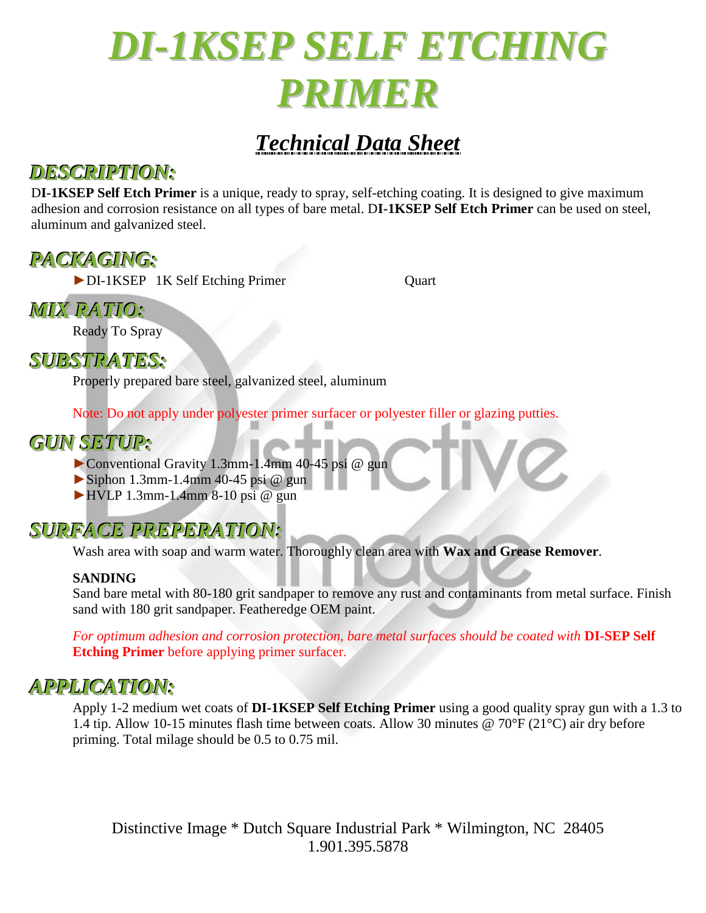# DI-1KSEP SELF ETCHING PRIMER

## Technical Data Sheet

## DESCRIPTION:

D**I-1KSEP Self Etch Primer** is a unique, ready to spray, self-etching coating. It is designed to give maximum adhesion and corrosion resistance on all types of bare metal. D**I-1KSEP Self Etch Primer** can be used on steel, aluminum and galvanized steel.

## PACKAGING:

►DI-1KSEP 1K Self Etching Primer Quart

## MIX RATIO:

Ready To Spray

## SUBSTRATES:

Properly prepared bare steel, galvanized steel, aluminum

Note: Do not apply under polyester primer surfacer or polyester filler or glazing putties.

## GUN SETUP:

- ►Conventional Gravity 1.3mm-1.4mm 40-45 psi @ gun
- ►Siphon 1.3mm-1.4mm 40-45 psi @ gun
- ►HVLP 1.3mm-1.4mm 8-10 psi @ gun

## SURFACE PREPERATION:

Wash area with soap and warm water. Thoroughly clean area with **Wax and Grease Remover**.

**SANDING**

Sand bare metal with 80-180 grit sandpaper to remove any rust and contaminants from metal surface. Finish sand with 180 grit sandpaper. Featheredge OEM paint.

*For optimum adhesion and corrosion protection, bare metal surfaces should be coated with* **DI-SEP Self Etching Primer** before applying primer surfacer.

## APPLICATION:

Apply 1-2 medium wet coats of **DI-1KSEP Self Etching Primer** using a good quality spray gun with a 1.3 to 1.4 tip. Allow 10-15 minutes flash time between coats. Allow 30 minutes @ 70°F (21°C) air dry before priming. Total milage should be 0.5 to 0.75 mil.

Distinctive Image * Dutch Square Industrial Park * Wilmington, NC 28405
1.901.395.5878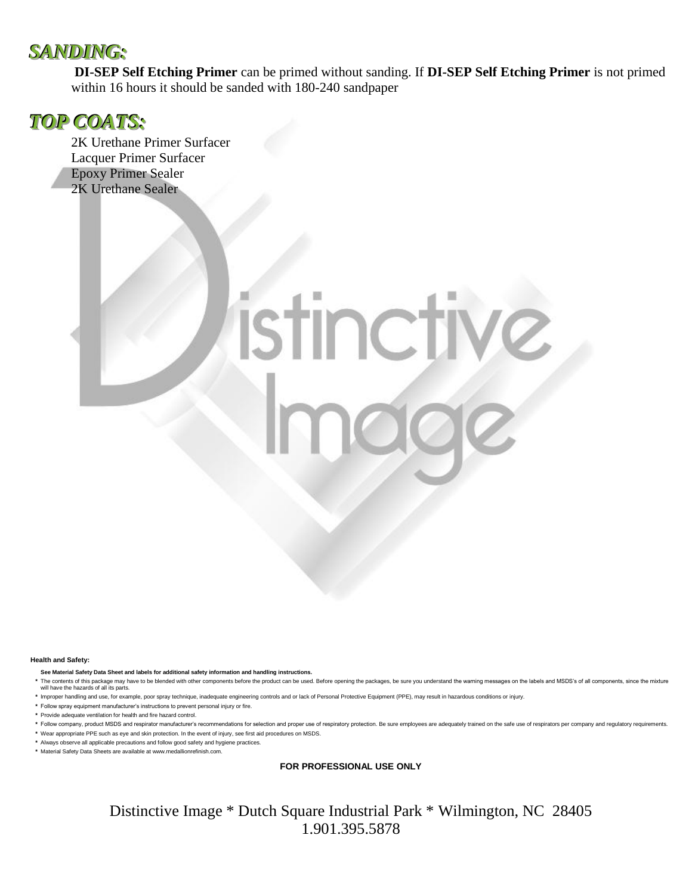## *SANDING:*

**DI-SEP Self Etching Primer** can be primed without sanding. If **DI-SEP Self Etching Primer** is not primed within 16 hours it should be sanded with 180-240 sandpaper

## *TOP COATS:*

2K Urethane Primer Surfacer
Lacquer Primer Surfacer
Epoxy Primer Sealer
2K Urethane Sealer

**Health and Safety:**

**See Material Safety Data Sheet and labels for additional safety information and handling instructions.**

* The contents of this package may have to be blended with other components before the product can be used. Before opening the packages, be sure you understand the warning messages on the labels and MSDS's of all components, since the mixture will have the hazards of all its parts.
* Improper handling and use, for example, poor spray technique, inadequate engineering controls and or lack of Personal Protective Equipment (PPE), may result in hazardous conditions or injury.
* Follow spray equipment manufacturer's instructions to prevent personal injury or fire.
* Provide adequate ventilation for health and fire hazard control.
* Follow company, product MSDS and respirator manufacturer's recommendations for selection and proper use of respiratory protection. Be sure employees are adequately trained on the safe use of respirators per company and regulatory requirements.
* Wear appropriate PPE such as eye and skin protection. In the event of injury, see first aid procedures on MSDS.
* Always observe all applicable precautions and follow good safety and hygiene practices.
* Material Safety Data Sheets are available at www.medallionrefinish.com.

**FOR PROFESSIONAL USE ONLY**

Distinctive Image * Dutch Square Industrial Park * Wilmington, NC 28405
1.901.395.5878